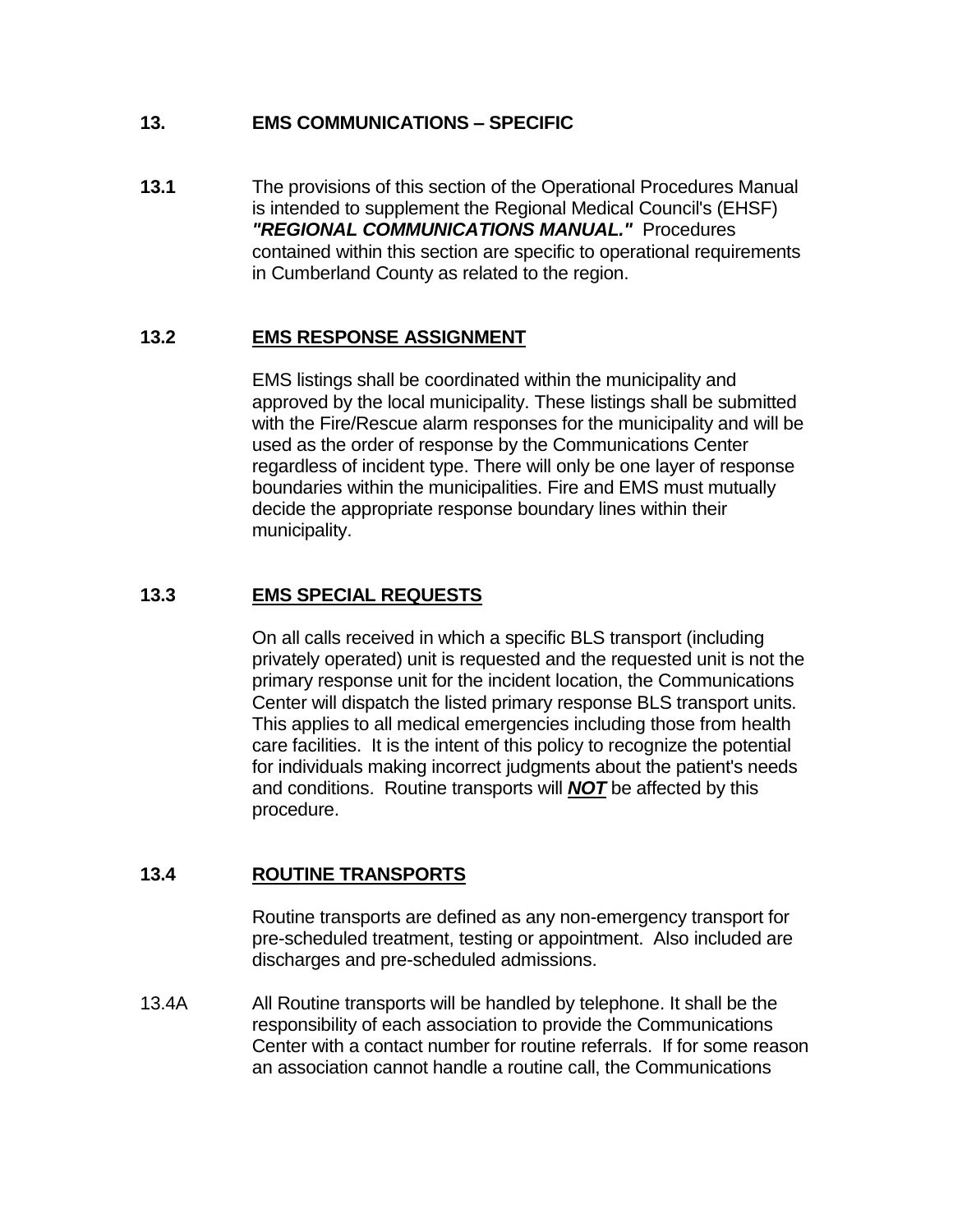## 13. EMS COMMUNICATIONS – SPECIFIC

**13.1** The provisions of this section of the Operational Procedures Manual is intended to supplement the Regional Medical Council's (EHSF) ***"REGIONAL COMMUNICATIONS MANUAL."*** Procedures contained within this section are specific to operational requirements in Cumberland County as related to the region.

### 13.2 EMS RESPONSE ASSIGNMENT

EMS listings shall be coordinated within the municipality and approved by the local municipality. These listings shall be submitted with the Fire/Rescue alarm responses for the municipality and will be used as the order of response by the Communications Center regardless of incident type. There will only be one layer of response boundaries within the municipalities. Fire and EMS must mutually decide the appropriate response boundary lines within their municipality.

### 13.3 EMS SPECIAL REQUESTS

On all calls received in which a specific BLS transport (including privately operated) unit is requested and the requested unit is not the primary response unit for the incident location, the Communications Center will dispatch the listed primary response BLS transport units. This applies to all medical emergencies including those from health care facilities. It is the intent of this policy to recognize the potential for individuals making incorrect judgments about the patient's needs and conditions. Routine transports will ***NOT*** be affected by this procedure.

### 13.4 ROUTINE TRANSPORTS

Routine transports are defined as any non-emergency transport for pre-scheduled treatment, testing or appointment. Also included are discharges and pre-scheduled admissions.

13.4A All Routine transports will be handled by telephone. It shall be the responsibility of each association to provide the Communications Center with a contact number for routine referrals. If for some reason an association cannot handle a routine call, the Communications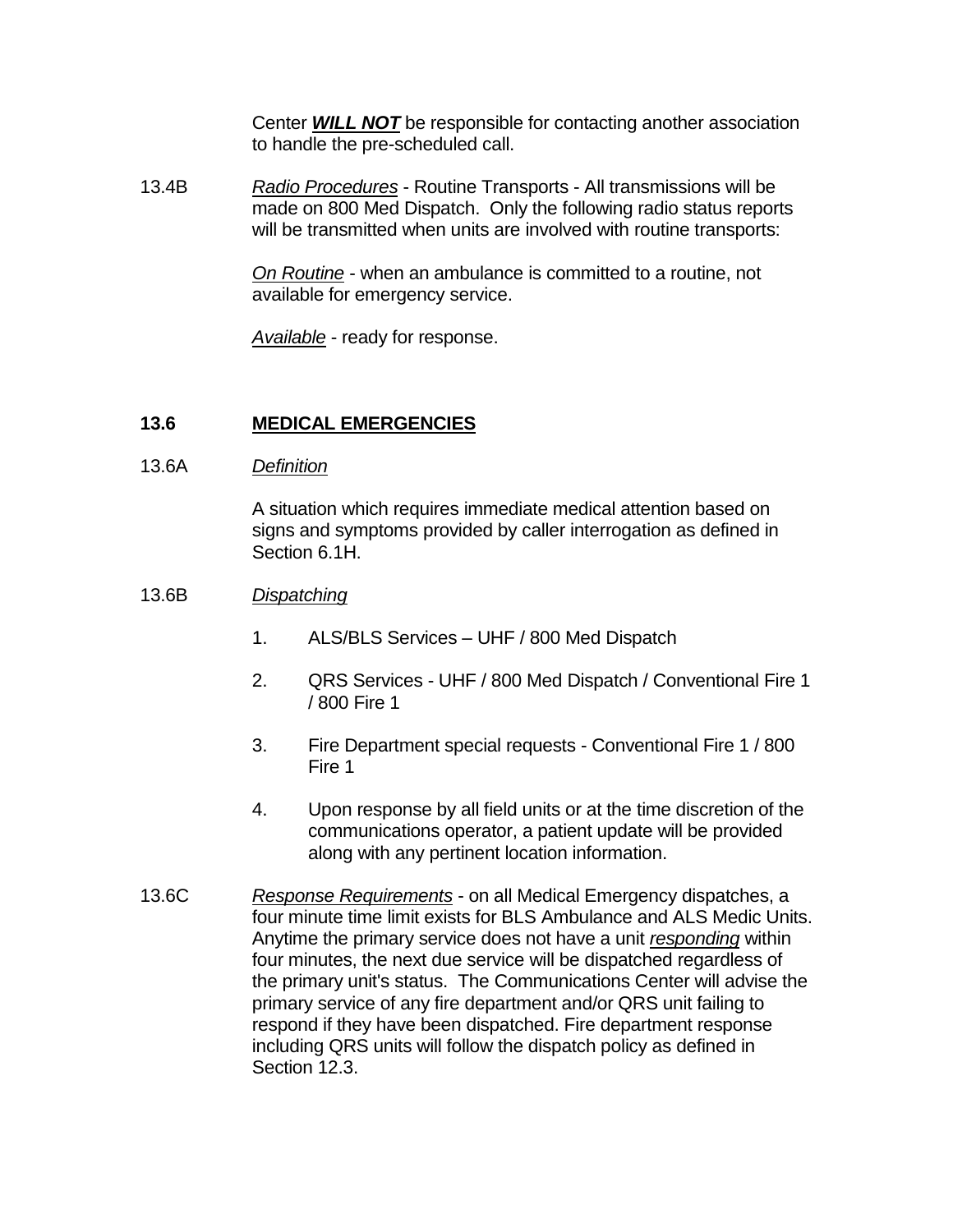Center ***WILL NOT*** be responsible for contacting another association to handle the pre-scheduled call.

13.4B *Radio Procedures* - Routine Transports - All transmissions will be made on 800 Med Dispatch. Only the following radio status reports will be transmitted when units are involved with routine transports:

*On Routine* - when an ambulance is committed to a routine, not available for emergency service.

*Available* - ready for response.

## 13.6 MEDICAL EMERGENCIES

13.6A *Definition*

A situation which requires immediate medical attention based on signs and symptoms provided by caller interrogation as defined in Section 6.1H.

13.6B *Dispatching*

1. ALS/BLS Services – UHF / 800 Med Dispatch
2. QRS Services - UHF / 800 Med Dispatch / Conventional Fire 1 / 800 Fire 1
3. Fire Department special requests - Conventional Fire 1 / 800 Fire 1
4. Upon response by all field units or at the time discretion of the communications operator, a patient update will be provided along with any pertinent location information.

13.6C *Response Requirements* - on all Medical Emergency dispatches, a four minute time limit exists for BLS Ambulance and ALS Medic Units. Anytime the primary service does not have a unit *responding* within four minutes, the next due service will be dispatched regardless of the primary unit's status. The Communications Center will advise the primary service of any fire department and/or QRS unit failing to respond if they have been dispatched. Fire department response including QRS units will follow the dispatch policy as defined in Section 12.3.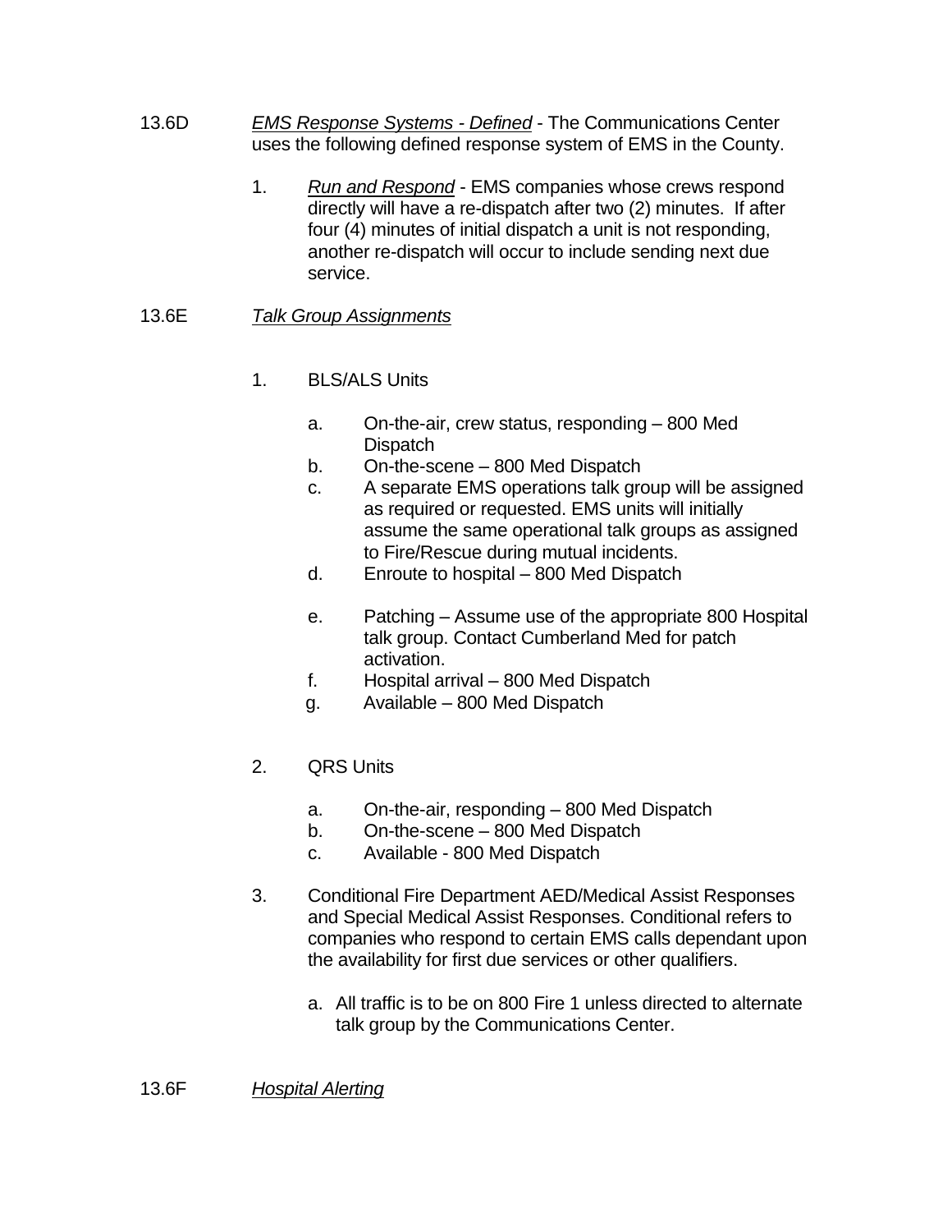13.6D *EMS Response Systems - Defined* - The Communications Center uses the following defined response system of EMS in the County.

1. *Run and Respond* - EMS companies whose crews respond directly will have a re-dispatch after two (2) minutes. If after four (4) minutes of initial dispatch a unit is not responding, another re-dispatch will occur to include sending next due service.

13.6E *Talk Group Assignments*

1. BLS/ALS Units

   a. On-the-air, crew status, responding – 800 Med Dispatch
   b. On-the-scene – 800 Med Dispatch
   c. A separate EMS operations talk group will be assigned as required or requested. EMS units will initially assume the same operational talk groups as assigned to Fire/Rescue during mutual incidents.
   d. Enroute to hospital – 800 Med Dispatch
   e. Patching – Assume use of the appropriate 800 Hospital talk group. Contact Cumberland Med for patch activation.
   f. Hospital arrival – 800 Med Dispatch
   g. Available – 800 Med Dispatch

2. QRS Units

   a. On-the-air, responding – 800 Med Dispatch
   b. On-the-scene – 800 Med Dispatch
   c. Available - 800 Med Dispatch

3. Conditional Fire Department AED/Medical Assist Responses and Special Medical Assist Responses. Conditional refers to companies who respond to certain EMS calls dependant upon the availability for first due services or other qualifiers.

   a. All traffic is to be on 800 Fire 1 unless directed to alternate talk group by the Communications Center.

13.6F *Hospital Alerting*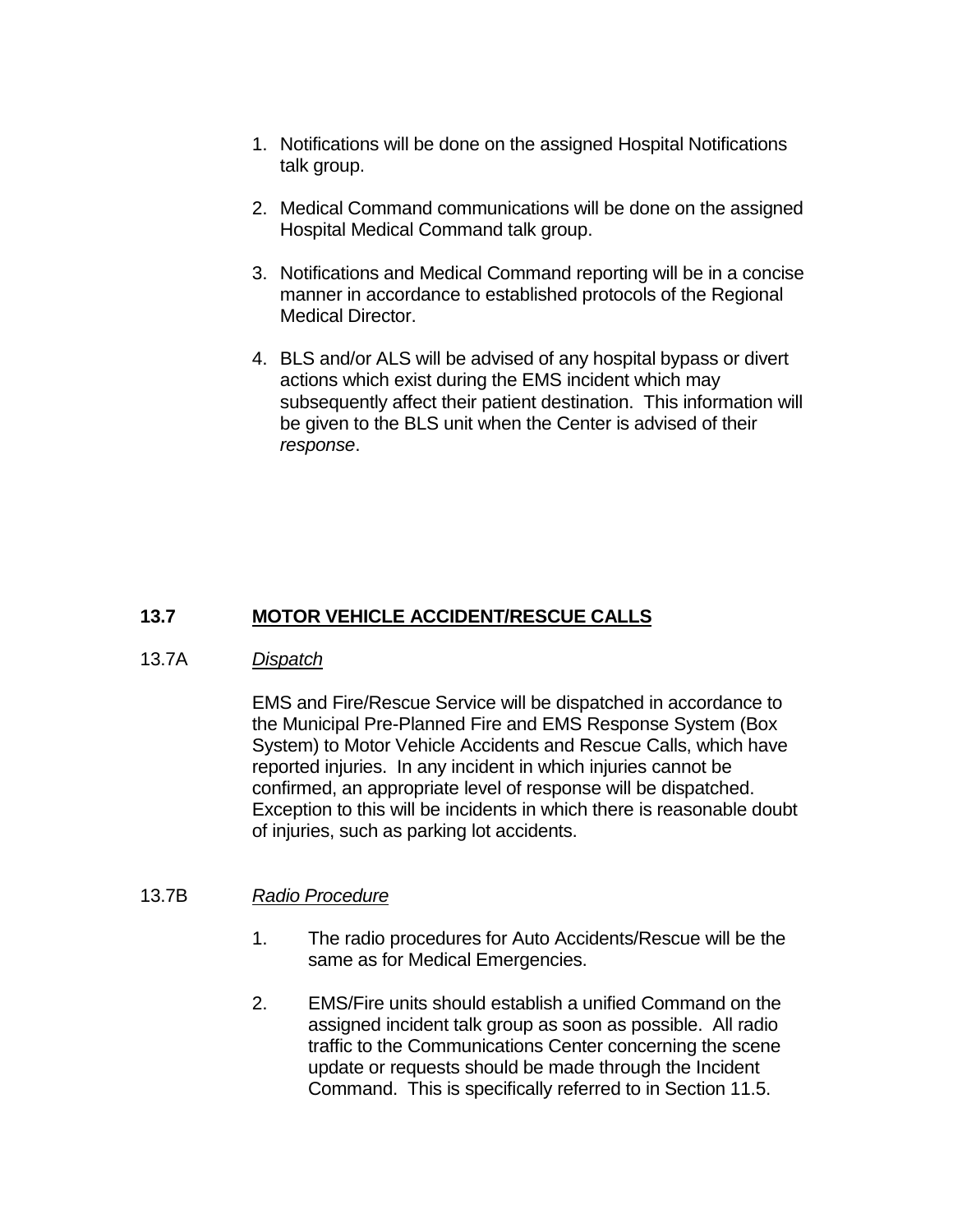1. Notifications will be done on the assigned Hospital Notifications talk group.

2. Medical Command communications will be done on the assigned Hospital Medical Command talk group.

3. Notifications and Medical Command reporting will be in a concise manner in accordance to established protocols of the Regional Medical Director.

4. BLS and/or ALS will be advised of any hospital bypass or divert actions which exist during the EMS incident which may subsequently affect their patient destination. This information will be given to the BLS unit when the Center is advised of their *response*.

## 13.7 MOTOR VEHICLE ACCIDENT/RESCUE CALLS

### 13.7A *Dispatch*

EMS and Fire/Rescue Service will be dispatched in accordance to the Municipal Pre-Planned Fire and EMS Response System (Box System) to Motor Vehicle Accidents and Rescue Calls, which have reported injuries. In any incident in which injuries cannot be confirmed, an appropriate level of response will be dispatched. Exception to this will be incidents in which there is reasonable doubt of injuries, such as parking lot accidents.

### 13.7B *Radio Procedure*

1. The radio procedures for Auto Accidents/Rescue will be the same as for Medical Emergencies.

2. EMS/Fire units should establish a unified Command on the assigned incident talk group as soon as possible. All radio traffic to the Communications Center concerning the scene update or requests should be made through the Incident Command. This is specifically referred to in Section 11.5.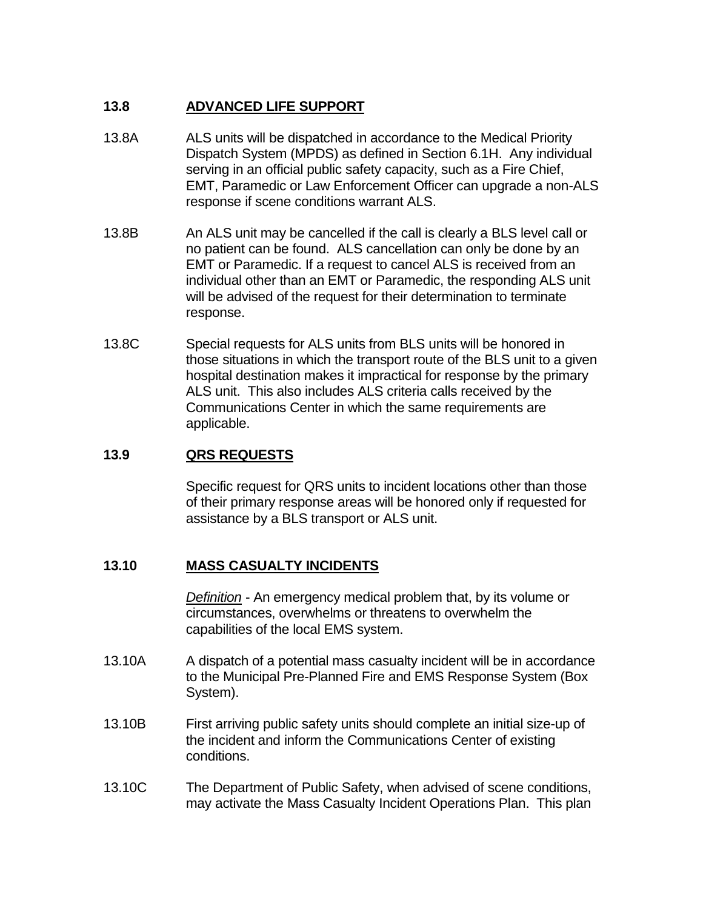## 13.8 ADVANCED LIFE SUPPORT

13.8A ALS units will be dispatched in accordance to the Medical Priority Dispatch System (MPDS) as defined in Section 6.1H. Any individual serving in an official public safety capacity, such as a Fire Chief, EMT, Paramedic or Law Enforcement Officer can upgrade a non-ALS response if scene conditions warrant ALS.

13.8B An ALS unit may be cancelled if the call is clearly a BLS level call or no patient can be found. ALS cancellation can only be done by an EMT or Paramedic. If a request to cancel ALS is received from an individual other than an EMT or Paramedic, the responding ALS unit will be advised of the request for their determination to terminate response.

13.8C Special requests for ALS units from BLS units will be honored in those situations in which the transport route of the BLS unit to a given hospital destination makes it impractical for response by the primary ALS unit. This also includes ALS criteria calls received by the Communications Center in which the same requirements are applicable.

## 13.9 QRS REQUESTS

Specific request for QRS units to incident locations other than those of their primary response areas will be honored only if requested for assistance by a BLS transport or ALS unit.

## 13.10 MASS CASUALTY INCIDENTS

*Definition* - An emergency medical problem that, by its volume or circumstances, overwhelms or threatens to overwhelm the capabilities of the local EMS system.

13.10A A dispatch of a potential mass casualty incident will be in accordance to the Municipal Pre-Planned Fire and EMS Response System (Box System).

13.10B First arriving public safety units should complete an initial size-up of the incident and inform the Communications Center of existing conditions.

13.10C The Department of Public Safety, when advised of scene conditions, may activate the Mass Casualty Incident Operations Plan. This plan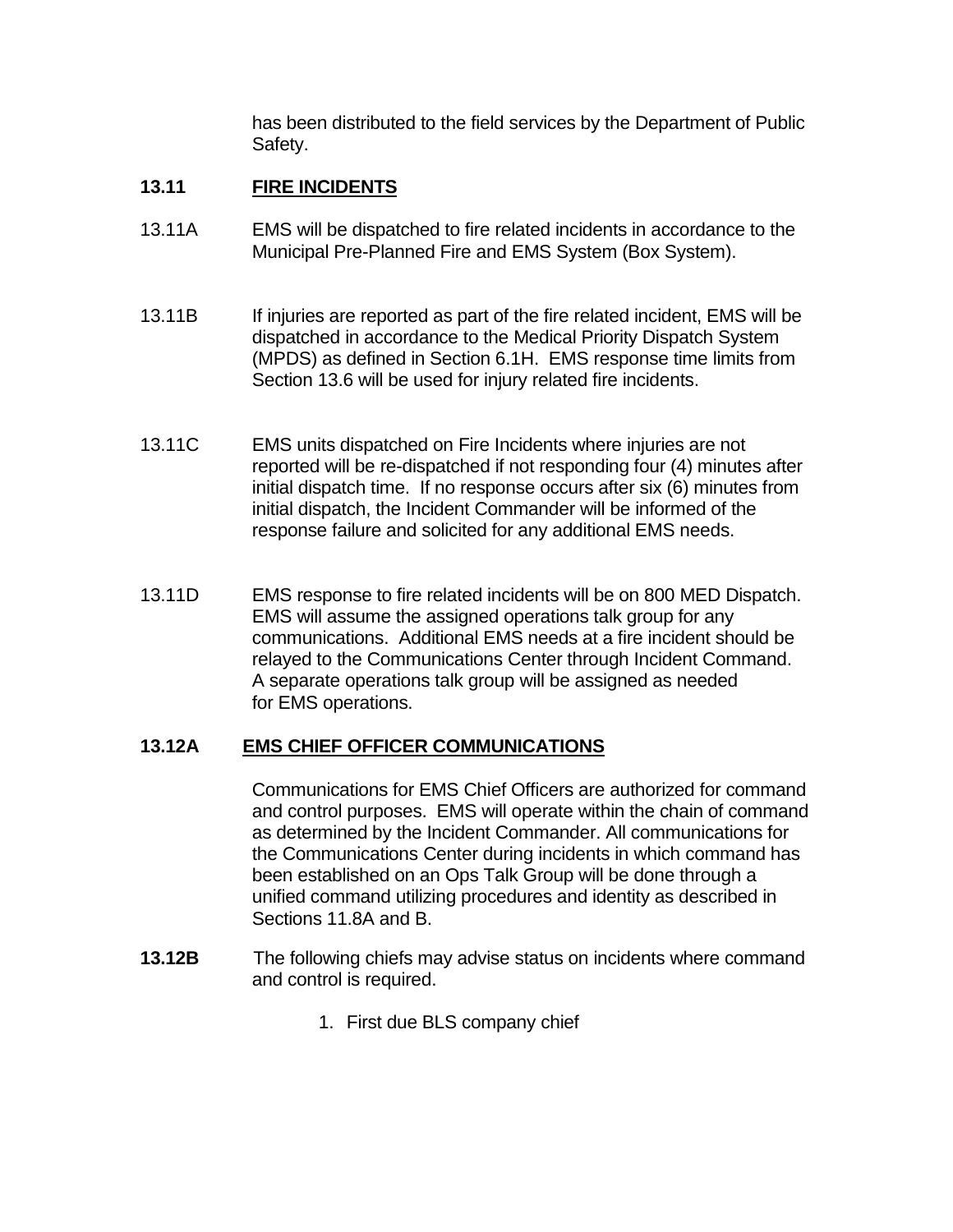has been distributed to the field services by the Department of Public Safety.

### 13.11 FIRE INCIDENTS

13.11A EMS will be dispatched to fire related incidents in accordance to the Municipal Pre-Planned Fire and EMS System (Box System).

13.11B If injuries are reported as part of the fire related incident, EMS will be dispatched in accordance to the Medical Priority Dispatch System (MPDS) as defined in Section 6.1H. EMS response time limits from Section 13.6 will be used for injury related fire incidents.

13.11C EMS units dispatched on Fire Incidents where injuries are not reported will be re-dispatched if not responding four (4) minutes after initial dispatch time. If no response occurs after six (6) minutes from initial dispatch, the Incident Commander will be informed of the response failure and solicited for any additional EMS needs.

13.11D EMS response to fire related incidents will be on 800 MED Dispatch. EMS will assume the assigned operations talk group for any communications. Additional EMS needs at a fire incident should be relayed to the Communications Center through Incident Command. A separate operations talk group will be assigned as needed for EMS operations.

### 13.12A EMS CHIEF OFFICER COMMUNICATIONS

Communications for EMS Chief Officers are authorized for command and control purposes. EMS will operate within the chain of command as determined by the Incident Commander. All communications for the Communications Center during incidents in which command has been established on an Ops Talk Group will be done through a unified command utilizing procedures and identity as described in Sections 11.8A and B.

**13.12B** The following chiefs may advise status on incidents where command and control is required.

1. First due BLS company chief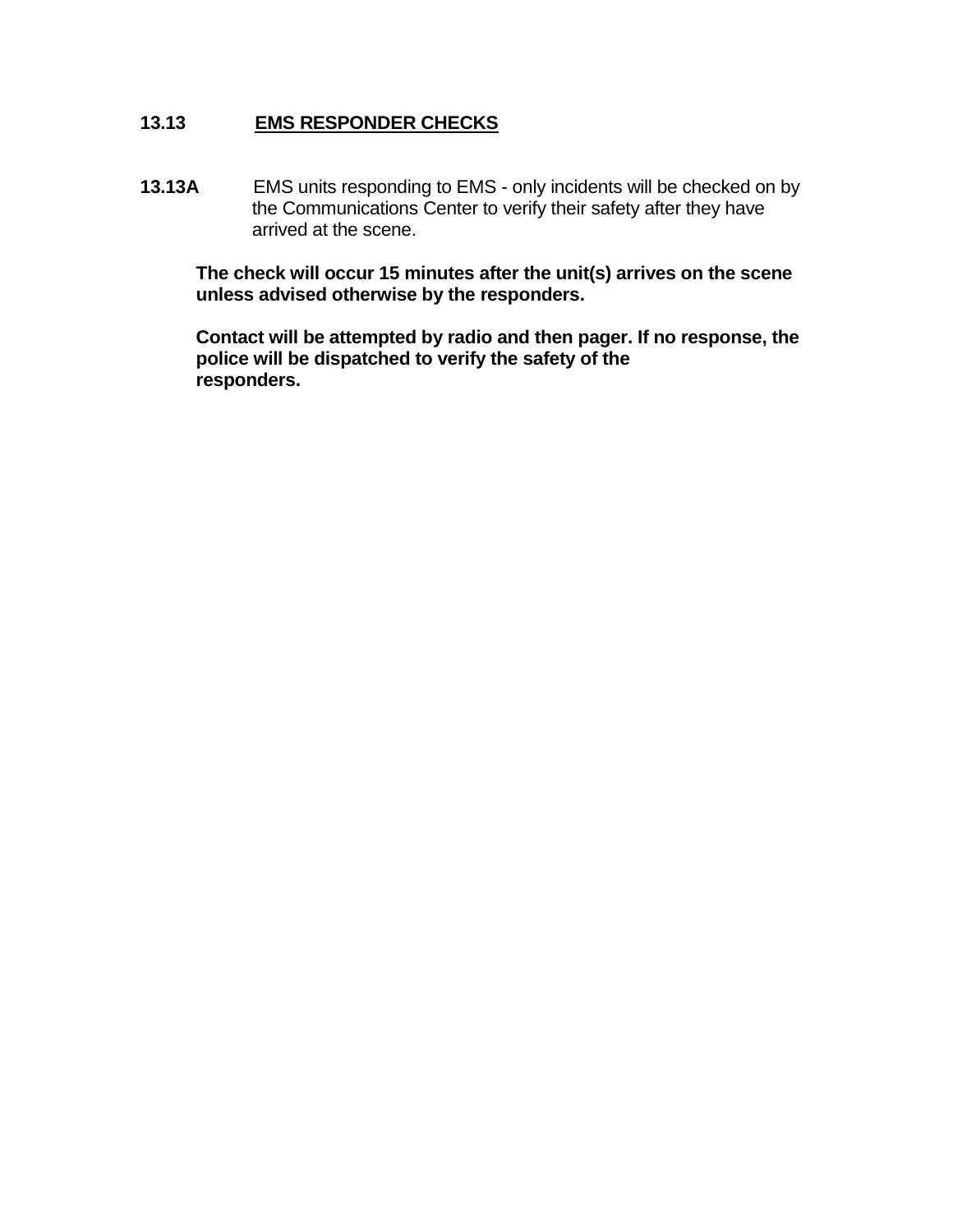## 13.13 EMS RESPONDER CHECKS

**13.13A** EMS units responding to EMS - only incidents will be checked on by the Communications Center to verify their safety after they have arrived at the scene.

**The check will occur 15 minutes after the unit(s) arrives on the scene unless advised otherwise by the responders.**

**Contact will be attempted by radio and then pager. If no response, the police will be dispatched to verify the safety of the responders.**